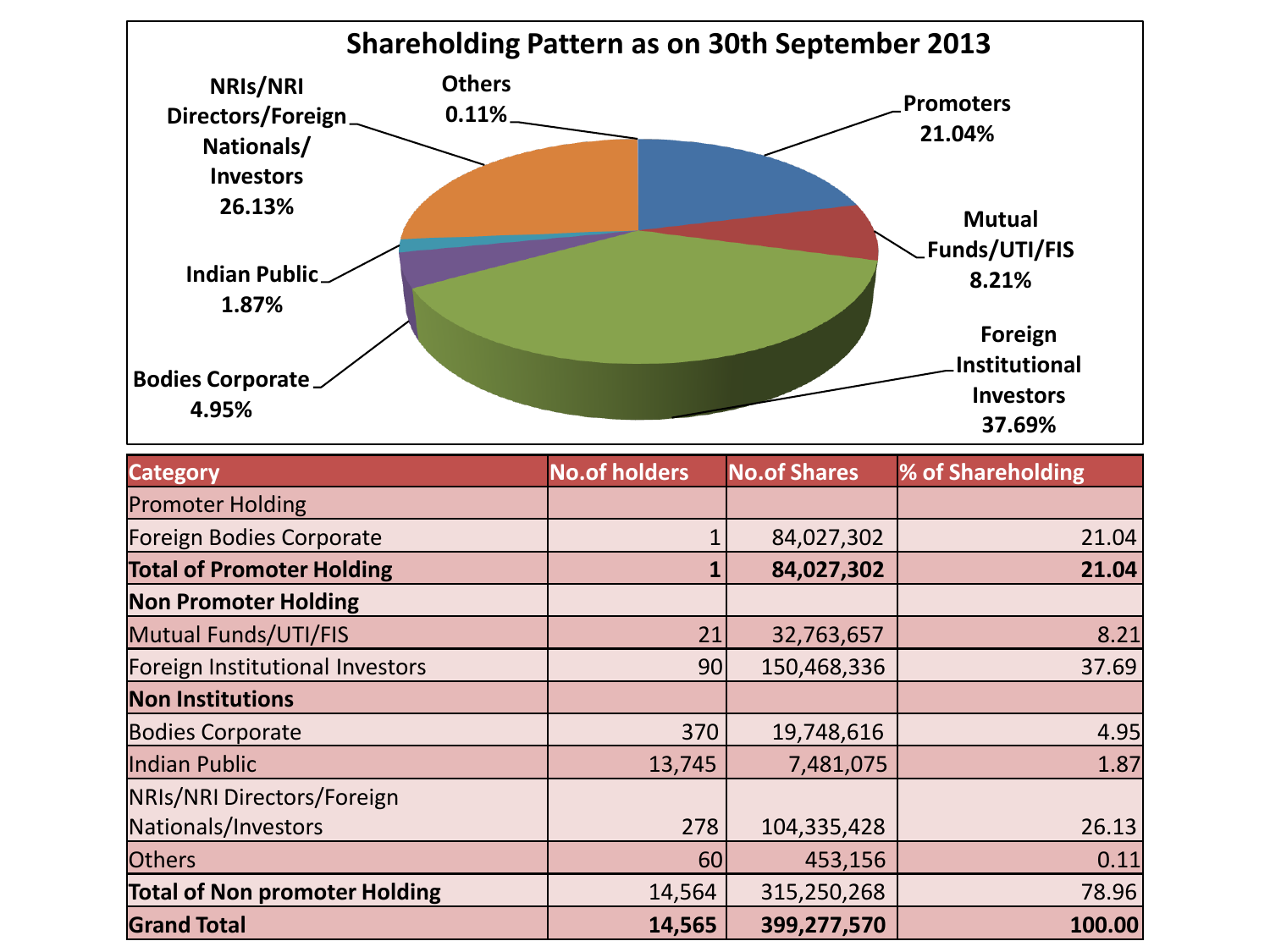# Shareholding Pattern as on 30th September 2013

- Promoters 21.04%
- Mutual Funds/UTI/FIS 8.21%
- Foreign Institutional Investors 37.69%
- Bodies Corporate 4.95%
- Indian Public 1.87%
- NRIs/NRI Directors/Foreign Nationals/ Investors 26.13%
- Others 0.11%

| Category | No.of holders | No.of Shares | % of Shareholding |
|---|---|---|---|
| Promoter Holding | | | |
| Foreign Bodies Corporate | 1 | 84,027,302 | 21.04 |
| **Total of Promoter Holding** | **1** | **84,027,302** | **21.04** |
| **Non Promoter Holding** | | | |
| Mutual Funds/UTI/FIS | 21 | 32,763,657 | 8.21 |
| Foreign Institutional Investors | 90 | 150,468,336 | 37.69 |
| **Non Institutions** | | | |
| Bodies Corporate | 370 | 19,748,616 | 4.95 |
| Indian Public | 13,745 | 7,481,075 | 1.87 |
| NRIs/NRI Directors/Foreign Nationals/Investors | 278 | 104,335,428 | 26.13 |
| Others | 60 | 453,156 | 0.11 |
| **Total of Non promoter Holding** | 14,564 | 315,250,268 | 78.96 |
| **Grand Total** | **14,565** | **399,277,570** | **100.00** |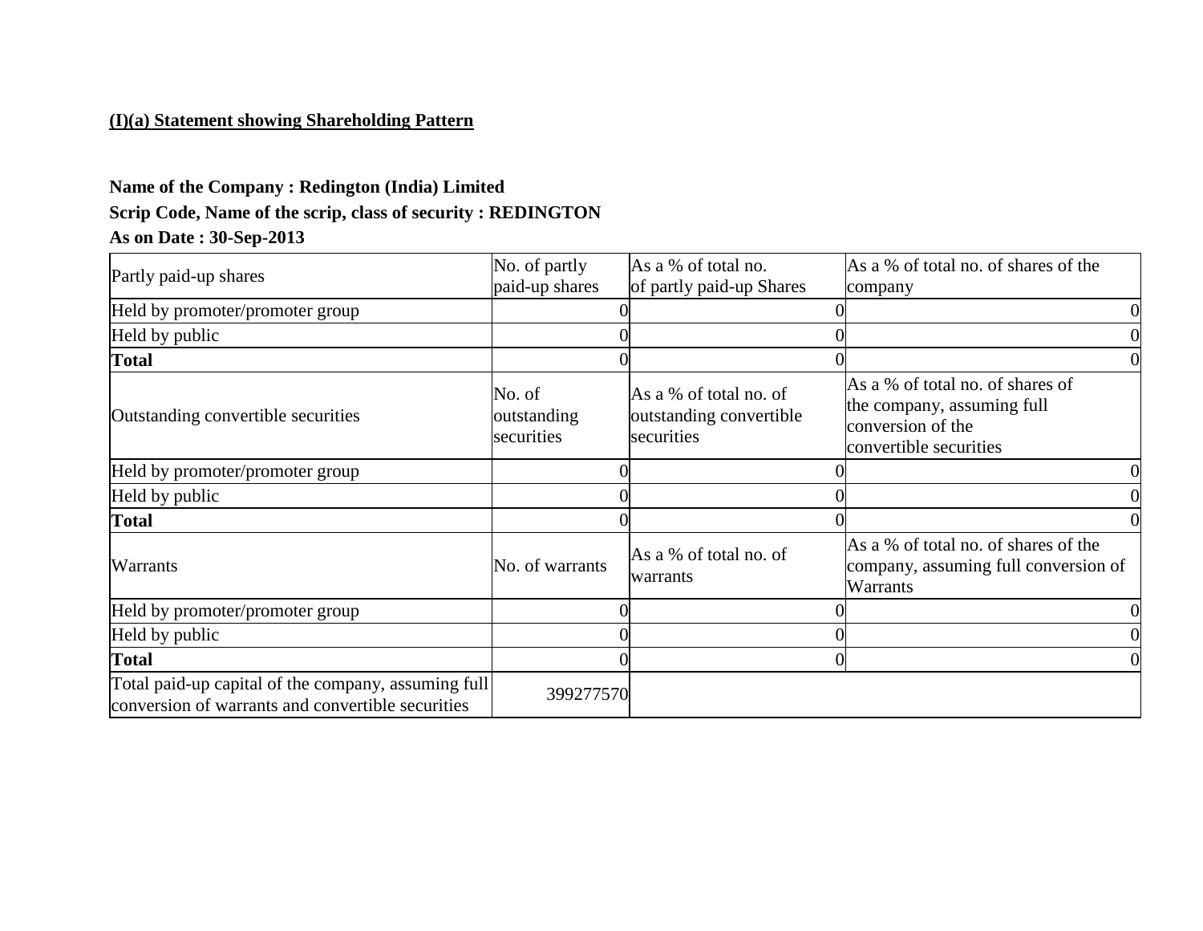**(I)(a) Statement showing Shareholding Pattern**

**Name of the Company : Redington (India) Limited**

**Scrip Code, Name of the scrip, class of security : REDINGTON**

**As on Date : 30-Sep-2013**

| Partly paid-up shares | No. of partly paid-up shares | As a % of total no. of partly paid-up Shares | As a % of total no. of shares of the company |
|---|---|---|---|
| Held by promoter/promoter group | 0 | 0 | 0 |
| Held by public | 0 | 0 | 0 |
| **Total** | 0 | 0 | 0 |
| Outstanding convertible securities | No. of outstanding securities | As a % of total no. of outstanding convertible securities | As a % of total no. of shares of the company, assuming full conversion of the convertible securities |
| Held by promoter/promoter group | 0 | 0 | 0 |
| Held by public | 0 | 0 | 0 |
| **Total** | 0 | 0 | 0 |
| Warrants | No. of warrants | As a % of total no. of warrants | As a % of total no. of shares of the company, assuming full conversion of Warrants |
| Held by promoter/promoter group | 0 | 0 | 0 |
| Held by public | 0 | 0 | 0 |
| **Total** | 0 | 0 | 0 |
| Total paid-up capital of the company, assuming full conversion of warrants and convertible securities | 399277570 | | |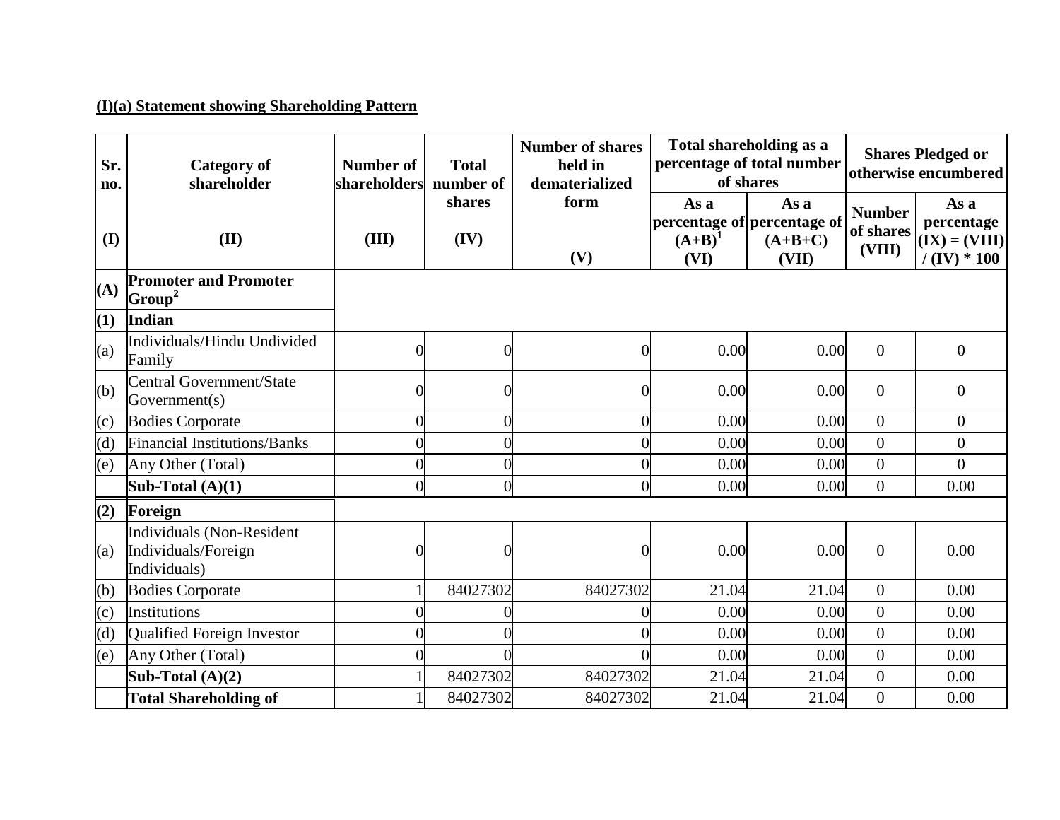**(I)(a) Statement showing Shareholding Pattern**

| Sr. no. (I) | Category of shareholder (II) | Number of shareholders (III) | Total number of shares (IV) | Number of shares held in dematerialized form (V) | Total shareholding as a percentage of total number of shares | | Shares Pledged or otherwise encumbered | |
|---|---|---|---|---|---|---|---|---|
| | | | | | As a percentage of (A+B)[1] (VI) | As a percentage of (A+B+C) (VII) | Number of shares (VIII) | As a percentage (IX) = (VIII) / (IV) * 100 |
| **(A)** | **Promoter and Promoter Group[2]** | | | | | | | |
| **(1)** | **Indian** | | | | | | | |
| (a) | Individuals/Hindu Undivided Family | 0 | 0 | 0 | 0.00 | 0.00 | 0 | 0 |
| (b) | Central Government/State Government(s) | 0 | 0 | 0 | 0.00 | 0.00 | 0 | 0 |
| (c) | Bodies Corporate | 0 | 0 | 0 | 0.00 | 0.00 | 0 | 0 |
| (d) | Financial Institutions/Banks | 0 | 0 | 0 | 0.00 | 0.00 | 0 | 0 |
| (e) | Any Other (Total) | 0 | 0 | 0 | 0.00 | 0.00 | 0 | 0 |
| | **Sub-Total (A)(1)** | 0 | 0 | 0 | 0.00 | 0.00 | 0 | 0.00 |
| **(2)** | **Foreign** | | | | | | | |
| (a) | Individuals (Non-Resident Individuals/Foreign Individuals) | 0 | 0 | 0 | 0.00 | 0.00 | 0 | 0.00 |
| (b) | Bodies Corporate | 1 | 84027302 | 84027302 | 21.04 | 21.04 | 0 | 0.00 |
| (c) | Institutions | 0 | 0 | 0 | 0.00 | 0.00 | 0 | 0.00 |
| (d) | Qualified Foreign Investor | 0 | 0 | 0 | 0.00 | 0.00 | 0 | 0.00 |
| (e) | Any Other (Total) | 0 | 0 | 0 | 0.00 | 0.00 | 0 | 0.00 |
| | **Sub-Total (A)(2)** | 1 | 84027302 | 84027302 | 21.04 | 21.04 | 0 | 0.00 |
| | **Total Shareholding of** | 1 | 84027302 | 84027302 | 21.04 | 21.04 | 0 | 0.00 |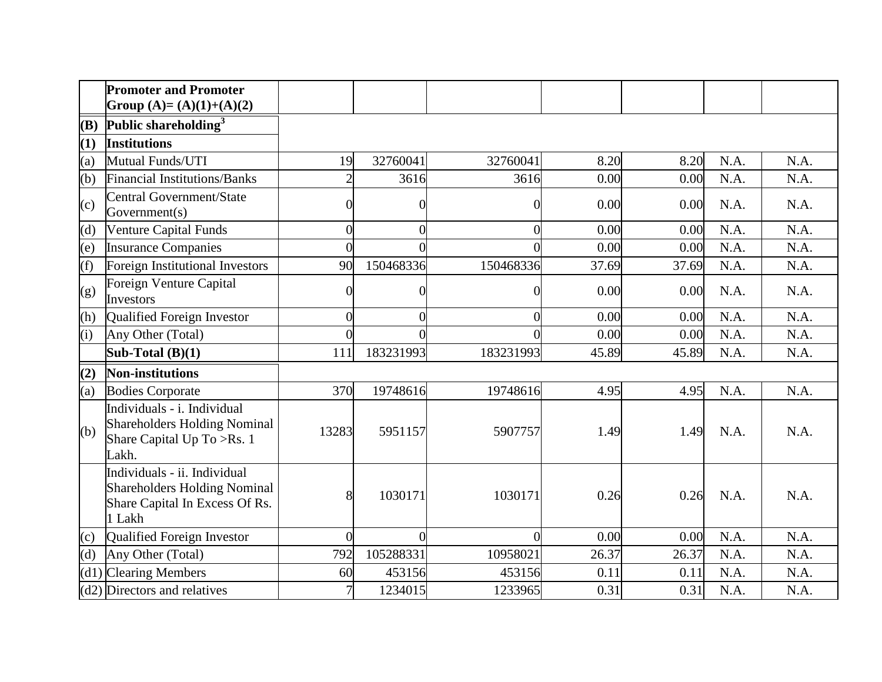| | | | | | | | | |
|---|---|---|---|---|---|---|---|---|
| | **Promoter and Promoter Group (A)= (A)(1)+(A)(2)** | | | | | | | |
| **(B)** | **Public shareholding[3]** | | | | | | | |
| **(1)** | **Institutions** | | | | | | | |
| (a) | Mutual Funds/UTI | 19 | 32760041 | 32760041 | 8.20 | 8.20 | N.A. | N.A. |
| (b) | Financial Institutions/Banks | 2 | 3616 | 3616 | 0.00 | 0.00 | N.A. | N.A. |
| (c) | Central Government/State Government(s) | 0 | 0 | 0 | 0.00 | 0.00 | N.A. | N.A. |
| (d) | Venture Capital Funds | 0 | 0 | 0 | 0.00 | 0.00 | N.A. | N.A. |
| (e) | Insurance Companies | 0 | 0 | 0 | 0.00 | 0.00 | N.A. | N.A. |
| (f) | Foreign Institutional Investors | 90 | 150468336 | 150468336 | 37.69 | 37.69 | N.A. | N.A. |
| (g) | Foreign Venture Capital Investors | 0 | 0 | 0 | 0.00 | 0.00 | N.A. | N.A. |
| (h) | Qualified Foreign Investor | 0 | 0 | 0 | 0.00 | 0.00 | N.A. | N.A. |
| (i) | Any Other (Total) | 0 | 0 | 0 | 0.00 | 0.00 | N.A. | N.A. |
| | **Sub-Total (B)(1)** | 111 | 183231993 | 183231993 | 45.89 | 45.89 | N.A. | N.A. |
| **(2)** | **Non-institutions** | | | | | | | |
| (a) | Bodies Corporate | 370 | 19748616 | 19748616 | 4.95 | 4.95 | N.A. | N.A. |
| (b) | Individuals - i. Individual Shareholders Holding Nominal Share Capital Up To >Rs. 1 Lakh. | 13283 | 5951157 | 5907757 | 1.49 | 1.49 | N.A. | N.A. |
| | Individuals - ii. Individual Shareholders Holding Nominal Share Capital In Excess Of Rs. 1 Lakh | 8 | 1030171 | 1030171 | 0.26 | 0.26 | N.A. | N.A. |
| (c) | Qualified Foreign Investor | 0 | 0 | 0 | 0.00 | 0.00 | N.A. | N.A. |
| (d) | Any Other (Total) | 792 | 105288331 | 10958021 | 26.37 | 26.37 | N.A. | N.A. |
| (d1) | Clearing Members | 60 | 453156 | 453156 | 0.11 | 0.11 | N.A. | N.A. |
| (d2) | Directors and relatives | 7 | 1234015 | 1233965 | 0.31 | 0.31 | N.A. | N.A. |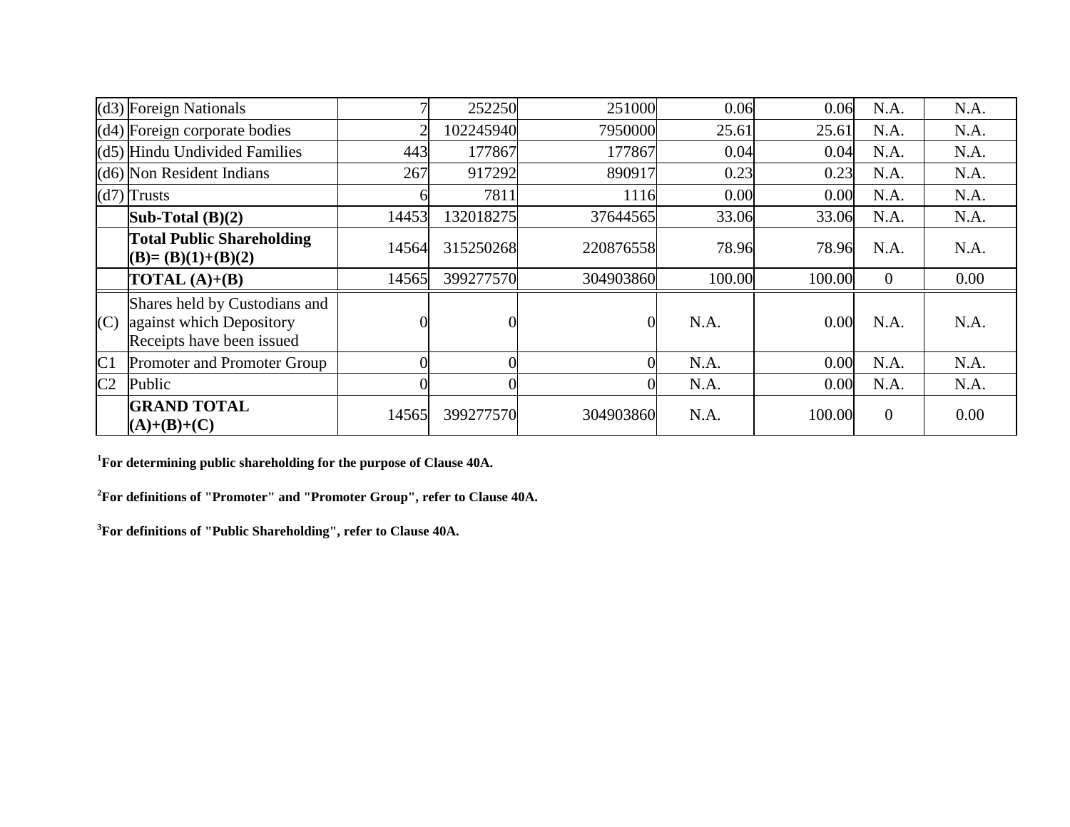| | | | | | | | | |
|---|---|---|---|---|---|---|---|---|
| (d3) | Foreign Nationals | 7 | 252250 | 251000 | 0.06 | 0.06 | N.A. | N.A. |
| (d4) | Foreign corporate bodies | 2 | 102245940 | 7950000 | 25.61 | 25.61 | N.A. | N.A. |
| (d5) | Hindu Undivided Families | 443 | 177867 | 177867 | 0.04 | 0.04 | N.A. | N.A. |
| (d6) | Non Resident Indians | 267 | 917292 | 890917 | 0.23 | 0.23 | N.A. | N.A. |
| (d7) | Trusts | 6 | 7811 | 1116 | 0.00 | 0.00 | N.A. | N.A. |
| | **Sub-Total (B)(2)** | 14453 | 132018275 | 37644565 | 33.06 | 33.06 | N.A. | N.A. |
| | **Total Public Shareholding (B)= (B)(1)+(B)(2)** | 14564 | 315250268 | 220876558 | 78.96 | 78.96 | N.A. | N.A. |
| | **TOTAL (A)+(B)** | 14565 | 399277570 | 304903860 | 100.00 | 100.00 | 0 | 0.00 |
| (C) | Shares held by Custodians and against which Depository Receipts have been issued | 0 | 0 | 0 | N.A. | 0.00 | N.A. | N.A. |
| C1 | Promoter and Promoter Group | 0 | 0 | 0 | N.A. | 0.00 | N.A. | N.A. |
| C2 | Public | 0 | 0 | 0 | N.A. | 0.00 | N.A. | N.A. |
| | **GRAND TOTAL (A)+(B)+(C)** | 14565 | 399277570 | 304903860 | N.A. | 100.00 | 0 | 0.00 |

**[1]For determining public shareholding for the purpose of Clause 40A.**

**[2]For definitions of "Promoter" and "Promoter Group", refer to Clause 40A.**

**[3]For definitions of "Public Shareholding", refer to Clause 40A.**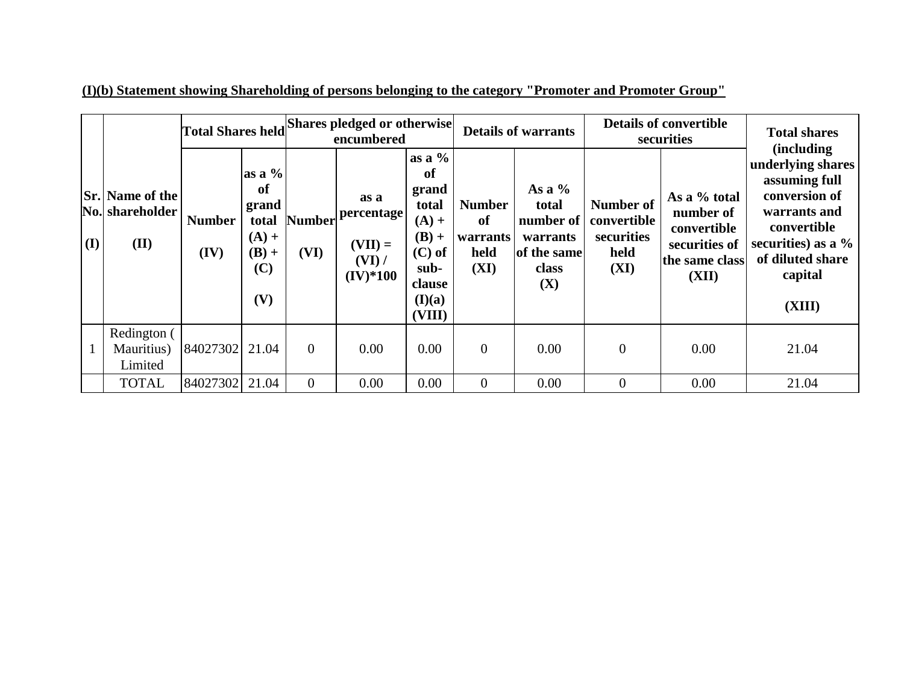**(I)(b) Statement showing Shareholding of persons belonging to the category "Promoter and Promoter Group"**

| Sr. No. (I) | Name of the shareholder (II) | Total Shares held | | Shares pledged or otherwise encumbered | | | Details of warrants | | Details of convertible securities | | Total shares (including underlying shares assuming full conversion of warrants and convertible securities) as a % of diluted share capital (XIII) |
|---|---|---|---|---|---|---|---|---|---|---|---|
| | | Number (IV) | as a % of grand total (A) + (B) + (C) (V) | Number (VI) | as a percentage (VII) = (VI) / (IV)*100 | as a % of grand total (A) + (B) + (C) of sub-clause (I)(a) (VIII) | Number of warrants held (XI) | As a % total number of warrants of the same class (X) | Number of convertible securities held (XI) | As a % total number of convertible securities of the same class (XII) | |
| 1 | Redington ( Mauritius) Limited | 84027302 | 21.04 | 0 | 0.00 | 0.00 | 0 | 0.00 | 0 | 0.00 | 21.04 |
| | TOTAL | 84027302 | 21.04 | 0 | 0.00 | 0.00 | 0 | 0.00 | 0 | 0.00 | 21.04 |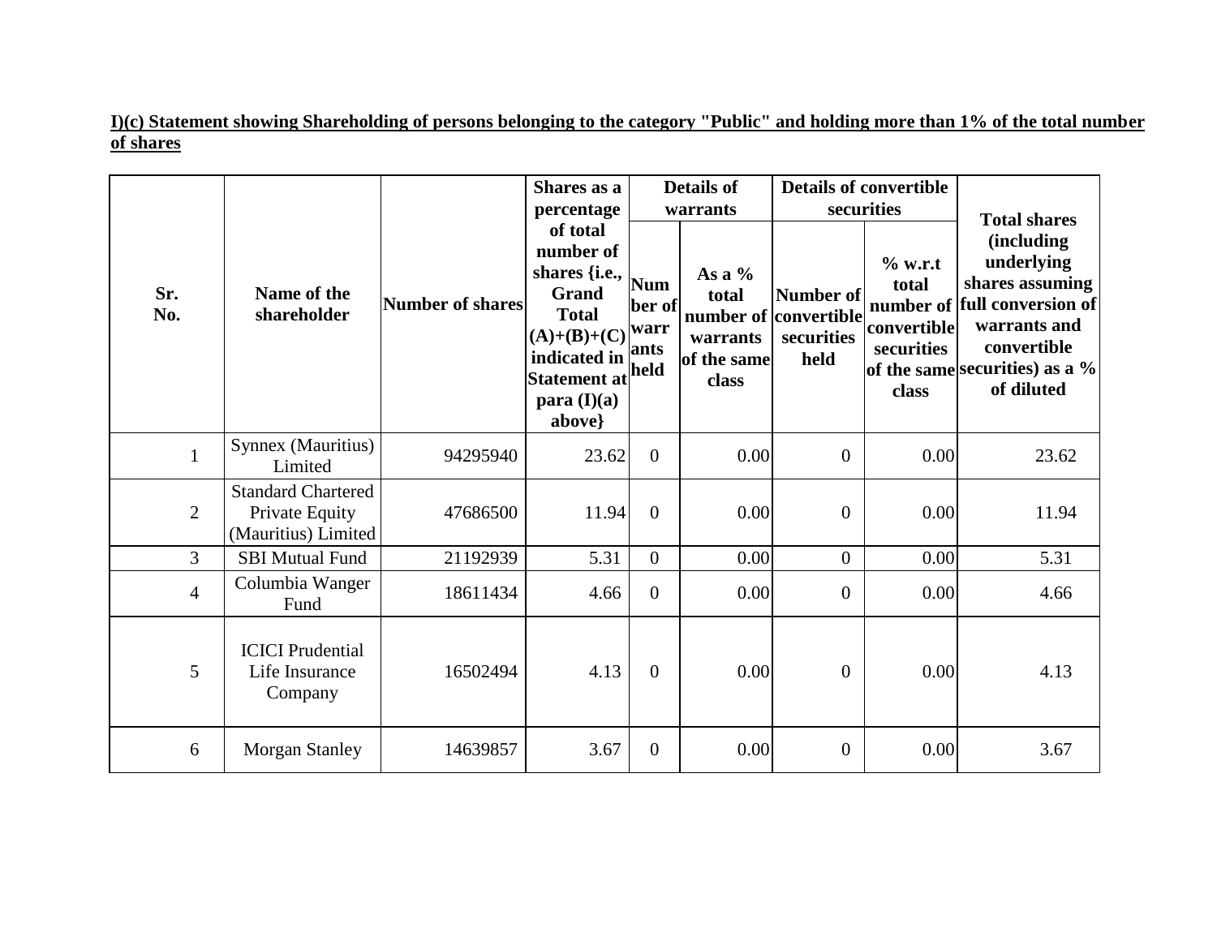**I)(c) Statement showing Shareholding of persons belonging to the category "Public" and holding more than 1% of the total number of shares**

| Sr. No. | Name of the shareholder | Number of shares | Shares as a percentage of total number of shares {i.e., Grand Total (A)+(B)+(C) indicated in Statement at para (I)(a) above} | Details of warrants | | Details of convertible securities | | Total shares (including underlying shares assuming full conversion of warrants and convertible securities) as a % of diluted |
|---|---|---|---|---|---|---|---|---|
| | | | | Number of warrants held | As a % total number of warrants of the same class | Number of convertible securities held | % w.r.t total number of convertible securities of the same class | |
| 1 | Synnex (Mauritius) Limited | 94295940 | 23.62 | 0 | 0.00 | 0 | 0.00 | 23.62 |
| 2 | Standard Chartered Private Equity (Mauritius) Limited | 47686500 | 11.94 | 0 | 0.00 | 0 | 0.00 | 11.94 |
| 3 | SBI Mutual Fund | 21192939 | 5.31 | 0 | 0.00 | 0 | 0.00 | 5.31 |
| 4 | Columbia Wanger Fund | 18611434 | 4.66 | 0 | 0.00 | 0 | 0.00 | 4.66 |
| 5 | ICICI Prudential Life Insurance Company | 16502494 | 4.13 | 0 | 0.00 | 0 | 0.00 | 4.13 |
| 6 | Morgan Stanley | 14639857 | 3.67 | 0 | 0.00 | 0 | 0.00 | 3.67 |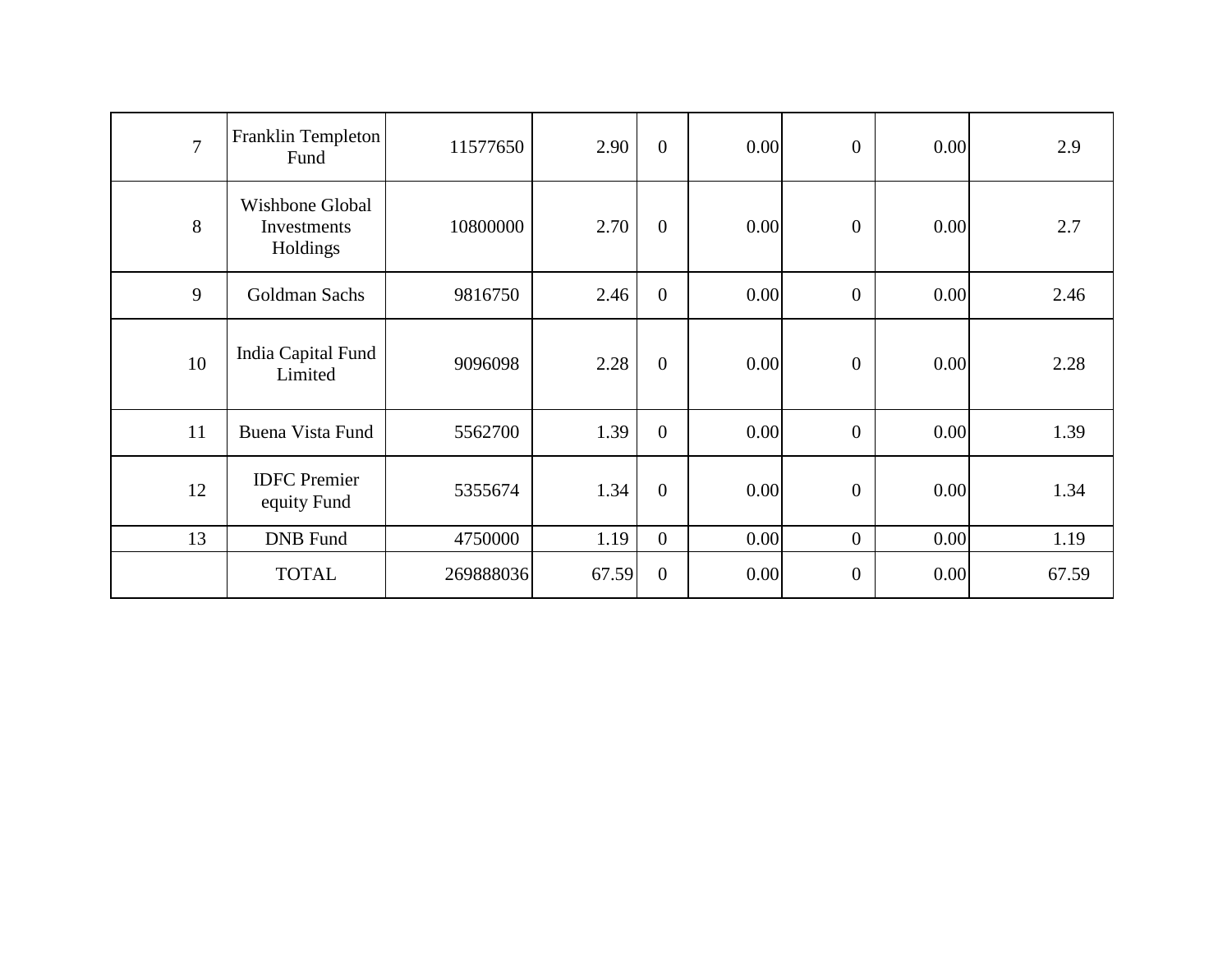|  |  |  |  |  |  |  |  |  |
|---|---|---|---|---|---|---|---|---|
| 7 | Franklin Templeton Fund | 11577650 | 2.90 | 0 | 0.00 | 0 | 0.00 | 2.9 |
| 8 | Wishbone Global Investments Holdings | 10800000 | 2.70 | 0 | 0.00 | 0 | 0.00 | 2.7 |
| 9 | Goldman Sachs | 9816750 | 2.46 | 0 | 0.00 | 0 | 0.00 | 2.46 |
| 10 | India Capital Fund Limited | 9096098 | 2.28 | 0 | 0.00 | 0 | 0.00 | 2.28 |
| 11 | Buena Vista Fund | 5562700 | 1.39 | 0 | 0.00 | 0 | 0.00 | 1.39 |
| 12 | IDFC Premier equity Fund | 5355674 | 1.34 | 0 | 0.00 | 0 | 0.00 | 1.34 |
| 13 | DNB Fund | 4750000 | 1.19 | 0 | 0.00 | 0 | 0.00 | 1.19 |
|  | TOTAL | 269888036 | 67.59 | 0 | 0.00 | 0 | 0.00 | 67.59 |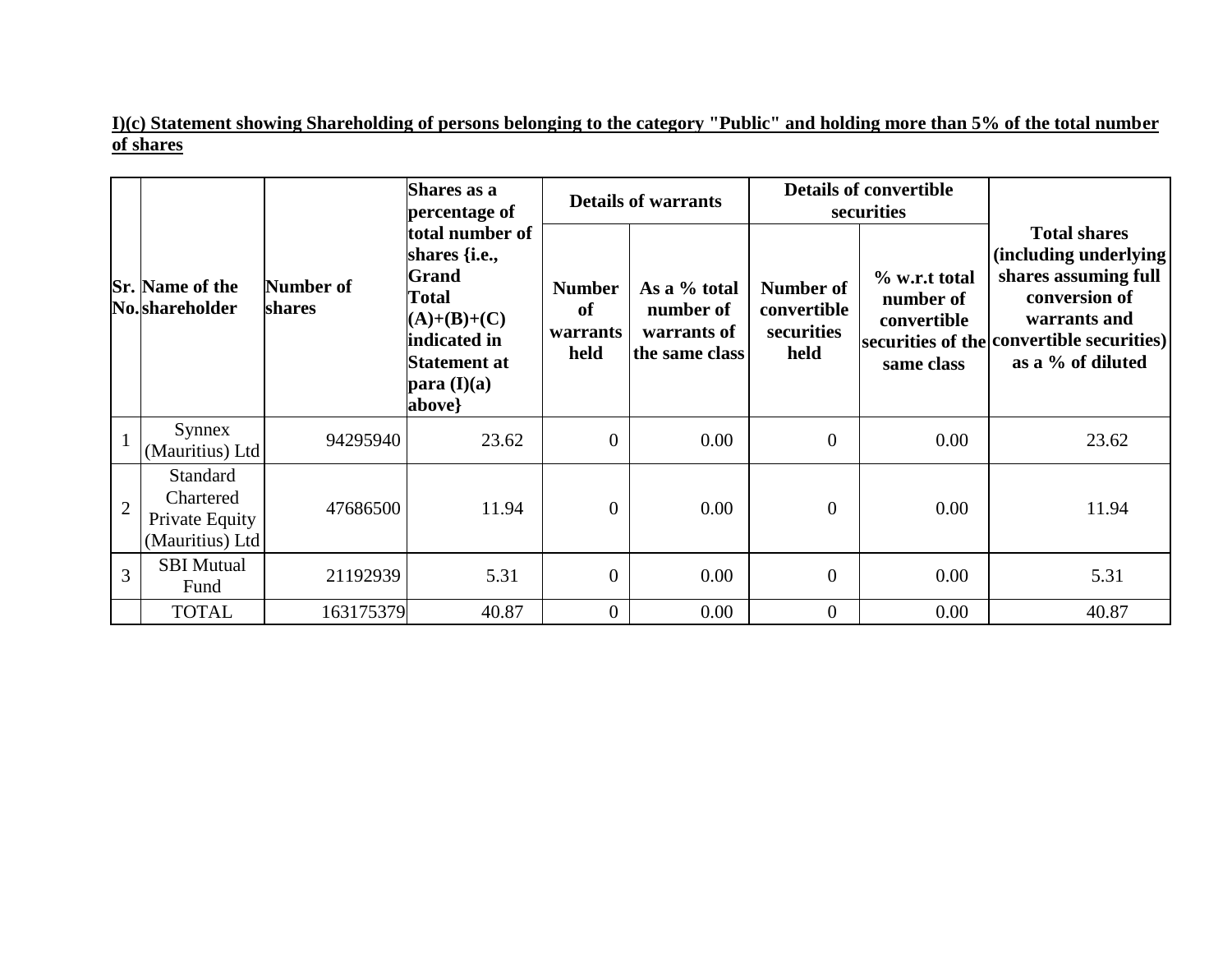**I)(c) Statement showing Shareholding of persons belonging to the category "Public" and holding more than 5% of the total number of shares**

| Sr. No. | Name of the shareholder | Number of shares | Shares as a percentage of total number of shares {i.e., Grand Total (A)+(B)+(C) indicated in Statement at para (I)(a) above} | Details of warrants | | Details of convertible securities | | Total shares (including underlying shares assuming full conversion of warrants and convertible securities) as a % of diluted |
|---|---|---|---|---|---|---|---|---|
| | | | | Number of warrants held | As a % total number of warrants of the same class | Number of convertible securities held | % w.r.t total number of convertible securities of the same class | |
| 1 | Synnex (Mauritius) Ltd | 94295940 | 23.62 | 0 | 0.00 | 0 | 0.00 | 23.62 |
| 2 | Standard Chartered Private Equity (Mauritius) Ltd | 47686500 | 11.94 | 0 | 0.00 | 0 | 0.00 | 11.94 |
| 3 | SBI Mutual Fund | 21192939 | 5.31 | 0 | 0.00 | 0 | 0.00 | 5.31 |
| | TOTAL | 163175379 | 40.87 | 0 | 0.00 | 0 | 0.00 | 40.87 |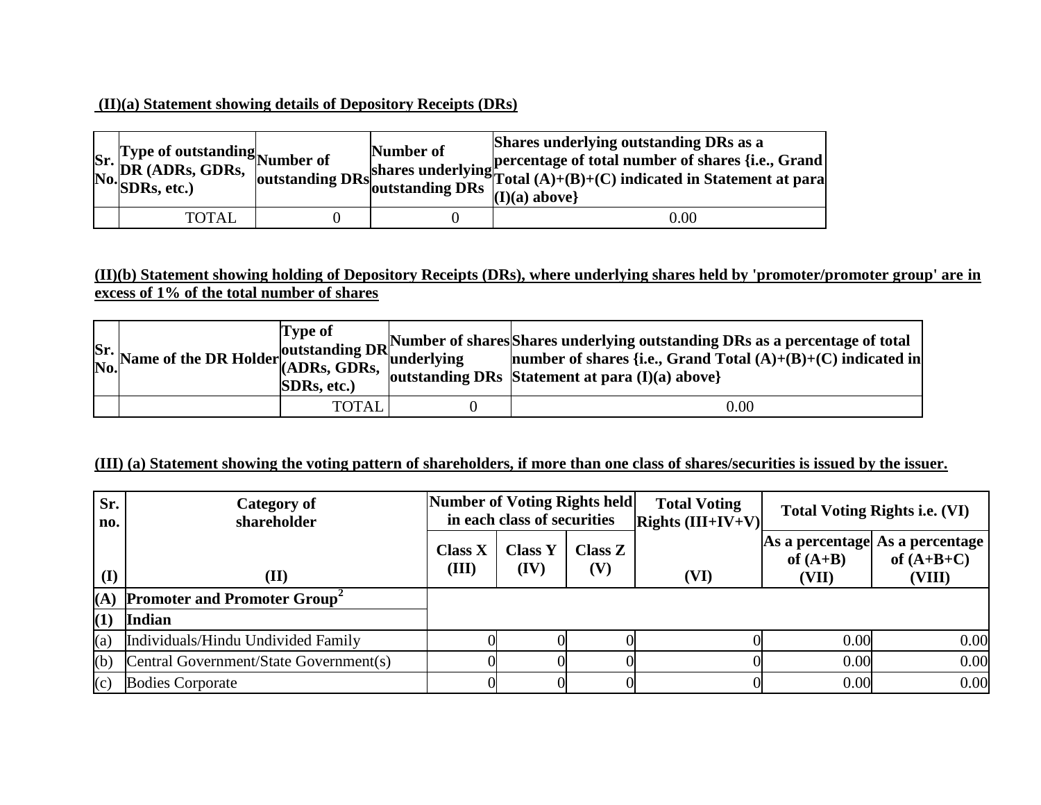**(II)(a) Statement showing details of Depository Receipts (DRs)**

| Sr. No. | Type of outstanding DR (ADRs, GDRs, SDRs, etc.) | Number of outstanding DRs | Number of shares underlying outstanding DRs | Shares underlying outstanding DRs as a percentage of total number of shares {i.e., Grand Total (A)+(B)+(C) indicated in Statement at para (I)(a) above} |
|---|---|---|---|---|
| | TOTAL | 0 | 0 | 0.00 |

**(II)(b) Statement showing holding of Depository Receipts (DRs), where underlying shares held by 'promoter/promoter group' are in excess of 1% of the total number of shares**

| Sr. No. | Name of the DR Holder | Type of outstanding DR (ADRs, GDRs, SDRs, etc.) | Number of shares underlying outstanding DRs | Shares underlying outstanding DRs as a percentage of total number of shares {i.e., Grand Total (A)+(B)+(C) indicated in Statement at para (I)(a) above} |
|---|---|---|---|---|
| | | TOTAL | 0 | 0.00 |

**(III) (a) Statement showing the voting pattern of shareholders, if more than one class of shares/securities is issued by the issuer.**

| Sr. no. | Category of shareholder | Number of Voting Rights held in each class of securities | | | Total Voting Rights (III+IV+V) | Total Voting Rights i.e. (VI) | |
|---|---|---|---|---|---|---|---|
| | | Class X | Class Y | Class Z | | As a percentage of (A+B) | As a percentage of (A+B+C) |
| (I) | (II) | (III) | (IV) | (V) | (VI) | (VII) | (VIII) |
| **(A)** | **Promoter and Promoter Group[2]** | | | | | | |
| **(1)** | **Indian** | | | | | | |
| (a) | Individuals/Hindu Undivided Family | 0 | 0 | 0 | 0 | 0.00 | 0.00 |
| (b) | Central Government/State Government(s) | 0 | 0 | 0 | 0 | 0.00 | 0.00 |
| (c) | Bodies Corporate | 0 | 0 | 0 | 0 | 0.00 | 0.00 |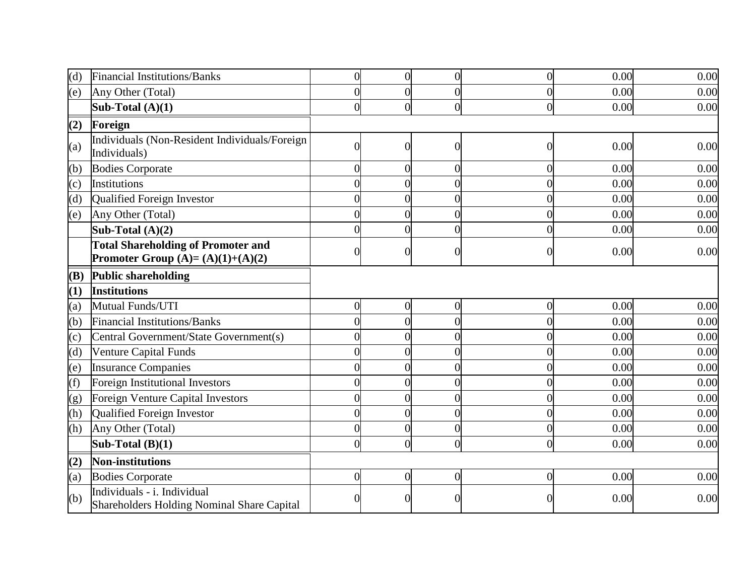| | | | | | | | |
|---|---|---|---|---|---|---|---|
| (d) | Financial Institutions/Banks | 0 | 0 | 0 | 0 | 0.00 | 0.00 |
| (e) | Any Other (Total) | 0 | 0 | 0 | 0 | 0.00 | 0.00 |
| | **Sub-Total (A)(1)** | 0 | 0 | 0 | 0 | 0.00 | 0.00 |
| **(2)** | **Foreign** | | | | | | |
| (a) | Individuals (Non-Resident Individuals/Foreign Individuals) | 0 | 0 | 0 | 0 | 0.00 | 0.00 |
| (b) | Bodies Corporate | 0 | 0 | 0 | 0 | 0.00 | 0.00 |
| (c) | Institutions | 0 | 0 | 0 | 0 | 0.00 | 0.00 |
| (d) | Qualified Foreign Investor | 0 | 0 | 0 | 0 | 0.00 | 0.00 |
| (e) | Any Other (Total) | 0 | 0 | 0 | 0 | 0.00 | 0.00 |
| | **Sub-Total (A)(2)** | 0 | 0 | 0 | 0 | 0.00 | 0.00 |
| | **Total Shareholding of Promoter and Promoter Group (A)= (A)(1)+(A)(2)** | 0 | 0 | 0 | 0 | 0.00 | 0.00 |
| **(B)** | **Public shareholding** | | | | | | |
| **(1)** | **Institutions** | | | | | | |
| (a) | Mutual Funds/UTI | 0 | 0 | 0 | 0 | 0.00 | 0.00 |
| (b) | Financial Institutions/Banks | 0 | 0 | 0 | 0 | 0.00 | 0.00 |
| (c) | Central Government/State Government(s) | 0 | 0 | 0 | 0 | 0.00 | 0.00 |
| (d) | Venture Capital Funds | 0 | 0 | 0 | 0 | 0.00 | 0.00 |
| (e) | Insurance Companies | 0 | 0 | 0 | 0 | 0.00 | 0.00 |
| (f) | Foreign Institutional Investors | 0 | 0 | 0 | 0 | 0.00 | 0.00 |
| (g) | Foreign Venture Capital Investors | 0 | 0 | 0 | 0 | 0.00 | 0.00 |
| (h) | Qualified Foreign Investor | 0 | 0 | 0 | 0 | 0.00 | 0.00 |
| (h) | Any Other (Total) | 0 | 0 | 0 | 0 | 0.00 | 0.00 |
| | **Sub-Total (B)(1)** | 0 | 0 | 0 | 0 | 0.00 | 0.00 |
| **(2)** | **Non-institutions** | | | | | | |
| (a) | Bodies Corporate | 0 | 0 | 0 | 0 | 0.00 | 0.00 |
| (b) | Individuals - i. Individual Shareholders Holding Nominal Share Capital | 0 | 0 | 0 | 0 | 0.00 | 0.00 |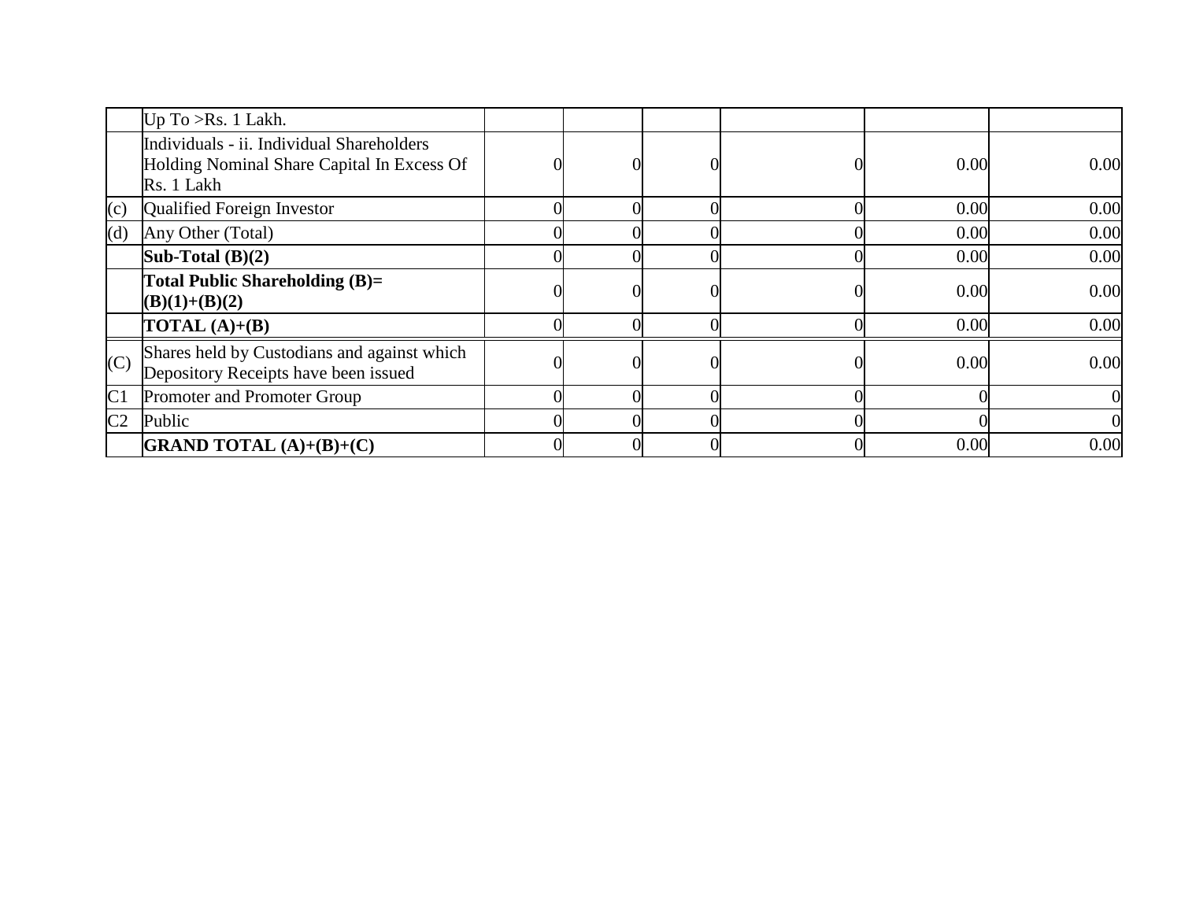| | | | | | | | |
|---|---|---|---|---|---|---|---|
| | Up To >Rs. 1 Lakh. | | | | | | |
| | Individuals - ii. Individual Shareholders Holding Nominal Share Capital In Excess Of Rs. 1 Lakh | 0 | 0 | 0 | 0 | 0.00 | 0.00 |
| (c) | Qualified Foreign Investor | 0 | 0 | 0 | 0 | 0.00 | 0.00 |
| (d) | Any Other (Total) | 0 | 0 | 0 | 0 | 0.00 | 0.00 |
| | **Sub-Total (B)(2)** | 0 | 0 | 0 | 0 | 0.00 | 0.00 |
| | **Total Public Shareholding (B)= (B)(1)+(B)(2)** | 0 | 0 | 0 | 0 | 0.00 | 0.00 |
| | **TOTAL (A)+(B)** | 0 | 0 | 0 | 0 | 0.00 | 0.00 |
| (C) | Shares held by Custodians and against which Depository Receipts have been issued | 0 | 0 | 0 | 0 | 0.00 | 0.00 |
| C1 | Promoter and Promoter Group | 0 | 0 | 0 | 0 | 0 | 0 |
| C2 | Public | 0 | 0 | 0 | 0 | 0 | 0 |
| | **GRAND TOTAL (A)+(B)+(C)** | 0 | 0 | 0 | 0 | 0.00 | 0.00 |